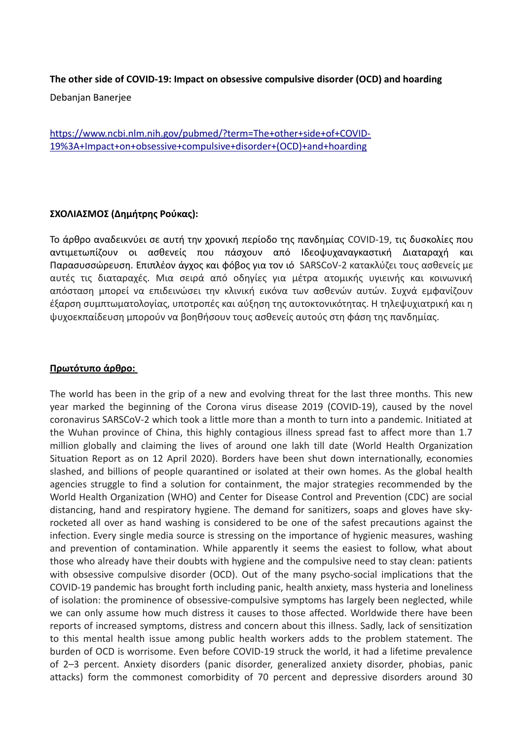**The other side of COVID-19: Impact on obsessive compulsive disorder (OCD) and hoarding**

Debanjan Banerjee

[https://www.ncbi.nlm.nih.gov/pubmed/?term=The+other+side+of+COVID-19%3A+Impact+on+obsessive+compulsive+disorder+(OCD)+and+hoarding](https://www.ncbi.nlm.nih.gov/pubmed/?term=The+other+side+of+COVID-19%3A+Impact+on+obsessive+compulsive+disorder+(OCD)+and+hoarding)

**ΣΧΟΛΙΑΣΜΟΣ (Δημήτρης Ρούκας):**

Το άρθρο αναδεικνύει σε αυτή την χρονική περίοδο της πανδημίας COVID-19, τις δυσκολίες που αντιμετωπίζουν οι ασθενείς που πάσχουν από Ιδεοψυχαναγκαστική Διαταραχή και Παρασυσσώρευση. Επιπλέον άγχος και φόβος για τον ιό SARSCoV-2 κατακλύζει τους ασθενείς με αυτές τις διαταραχές. Μια σειρά από οδηγίες για μέτρα ατομικής υγιεινής και κοινωνική απόσταση μπορεί να επιδεινώσει την κλινική εικόνα των ασθενών αυτών. Συχνά εμφανίζουν έξαρση συμπτωματολογίας, υποτροπές και αύξηση της αυτοκτονικότητας. Η τηλεψυχιατρική και η ψυχοεκπαίδευση μπορούν να βοηθήσουν τους ασθενείς αυτούς στη φάση της πανδημίας.

**<u>Πρωτότυπο άρθρο:</u>**

The world has been in the grip of a new and evolving threat for the last three months. This new year marked the beginning of the Corona virus disease 2019 (COVID-19), caused by the novel coronavirus SARSCoV-2 which took a little more than a month to turn into a pandemic. Initiated at the Wuhan province of China, this highly contagious illness spread fast to affect more than 1.7 million globally and claiming the lives of around one lakh till date (World Health Organization Situation Report as on 12 April 2020). Borders have been shut down internationally, economies slashed, and billions of people quarantined or isolated at their own homes. As the global health agencies struggle to find a solution for containment, the major strategies recommended by the World Health Organization (WHO) and Center for Disease Control and Prevention (CDC) are social distancing, hand and respiratory hygiene. The demand for sanitizers, soaps and gloves have sky-rocketed all over as hand washing is considered to be one of the safest precautions against the infection. Every single media source is stressing on the importance of hygienic measures, washing and prevention of contamination. While apparently it seems the easiest to follow, what about those who already have their doubts with hygiene and the compulsive need to stay clean: patients with obsessive compulsive disorder (OCD). Out of the many psycho-social implications that the COVID-19 pandemic has brought forth including panic, health anxiety, mass hysteria and loneliness of isolation: the prominence of obsessive-compulsive symptoms has largely been neglected, while we can only assume how much distress it causes to those affected. Worldwide there have been reports of increased symptoms, distress and concern about this illness. Sadly, lack of sensitization to this mental health issue among public health workers adds to the problem statement. The burden of OCD is worrisome. Even before COVID-19 struck the world, it had a lifetime prevalence of 2–3 percent. Anxiety disorders (panic disorder, generalized anxiety disorder, phobias, panic attacks) form the commonest comorbidity of 70 percent and depressive disorders around 30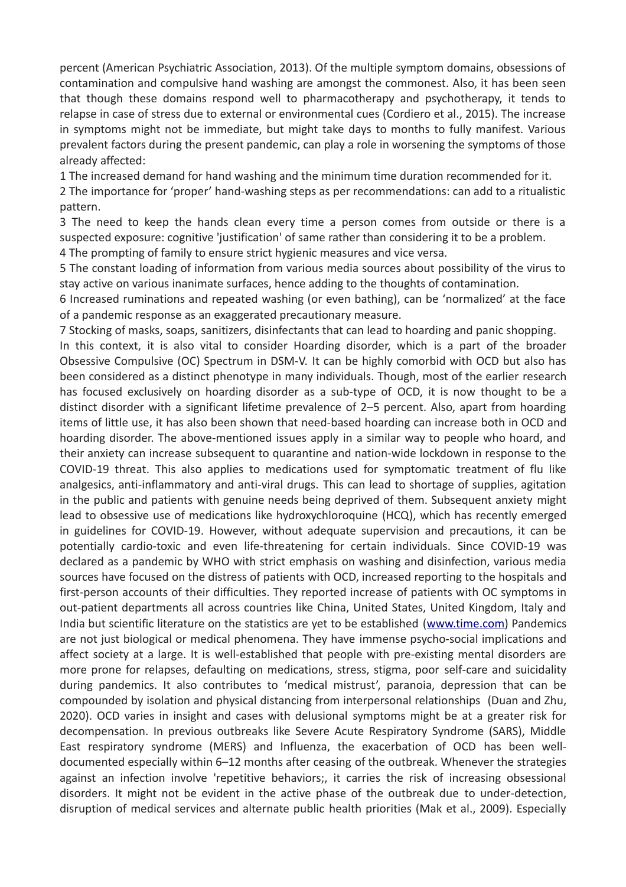percent (American Psychiatric Association, 2013). Of the multiple symptom domains, obsessions of contamination and compulsive hand washing are amongst the commonest. Also, it has been seen that though these domains respond well to pharmacotherapy and psychotherapy, it tends to relapse in case of stress due to external or environmental cues (Cordiero et al., 2015). The increase in symptoms might not be immediate, but might take days to months to fully manifest. Various prevalent factors during the present pandemic, can play a role in worsening the symptoms of those already affected:

1 The increased demand for hand washing and the minimum time duration recommended for it.

2 The importance for 'proper' hand-washing steps as per recommendations: can add to a ritualistic pattern.

3 The need to keep the hands clean every time a person comes from outside or there is a suspected exposure: cognitive 'justification' of same rather than considering it to be a problem.

4 The prompting of family to ensure strict hygienic measures and vice versa.

5 The constant loading of information from various media sources about possibility of the virus to stay active on various inanimate surfaces, hence adding to the thoughts of contamination.

6 Increased ruminations and repeated washing (or even bathing), can be 'normalized' at the face of a pandemic response as an exaggerated precautionary measure.

7 Stocking of masks, soaps, sanitizers, disinfectants that can lead to hoarding and panic shopping.

In this context, it is also vital to consider Hoarding disorder, which is a part of the broader Obsessive Compulsive (OC) Spectrum in DSM-V. It can be highly comorbid with OCD but also has been considered as a distinct phenotype in many individuals. Though, most of the earlier research has focused exclusively on hoarding disorder as a sub-type of OCD, it is now thought to be a distinct disorder with a significant lifetime prevalence of 2–5 percent. Also, apart from hoarding items of little use, it has also been shown that need-based hoarding can increase both in OCD and hoarding disorder. The above-mentioned issues apply in a similar way to people who hoard, and their anxiety can increase subsequent to quarantine and nation-wide lockdown in response to the COVID-19 threat. This also applies to medications used for symptomatic treatment of flu like analgesics, anti-inflammatory and anti-viral drugs. This can lead to shortage of supplies, agitation in the public and patients with genuine needs being deprived of them. Subsequent anxiety might lead to obsessive use of medications like hydroxychloroquine (HCQ), which has recently emerged in guidelines for COVID-19. However, without adequate supervision and precautions, it can be potentially cardio-toxic and even life-threatening for certain individuals. Since COVID-19 was declared as a pandemic by WHO with strict emphasis on washing and disinfection, various media sources have focused on the distress of patients with OCD, increased reporting to the hospitals and first-person accounts of their difficulties. They reported increase of patients with OC symptoms in out-patient departments all across countries like China, United States, United Kingdom, Italy and India but scientific literature on the statistics are yet to be established (www.time.com) Pandemics are not just biological or medical phenomena. They have immense psycho-social implications and affect society at a large. It is well-established that people with pre-existing mental disorders are more prone for relapses, defaulting on medications, stress, stigma, poor self-care and suicidality during pandemics. It also contributes to 'medical mistrust', paranoia, depression that can be compounded by isolation and physical distancing from interpersonal relationships (Duan and Zhu, 2020). OCD varies in insight and cases with delusional symptoms might be at a greater risk for decompensation. In previous outbreaks like Severe Acute Respiratory Syndrome (SARS), Middle East respiratory syndrome (MERS) and Influenza, the exacerbation of OCD has been well-documented especially within 6–12 months after ceasing of the outbreak. Whenever the strategies against an infection involve 'repetitive behaviors;, it carries the risk of increasing obsessional disorders. It might not be evident in the active phase of the outbreak due to under-detection, disruption of medical services and alternate public health priorities (Mak et al., 2009). Especially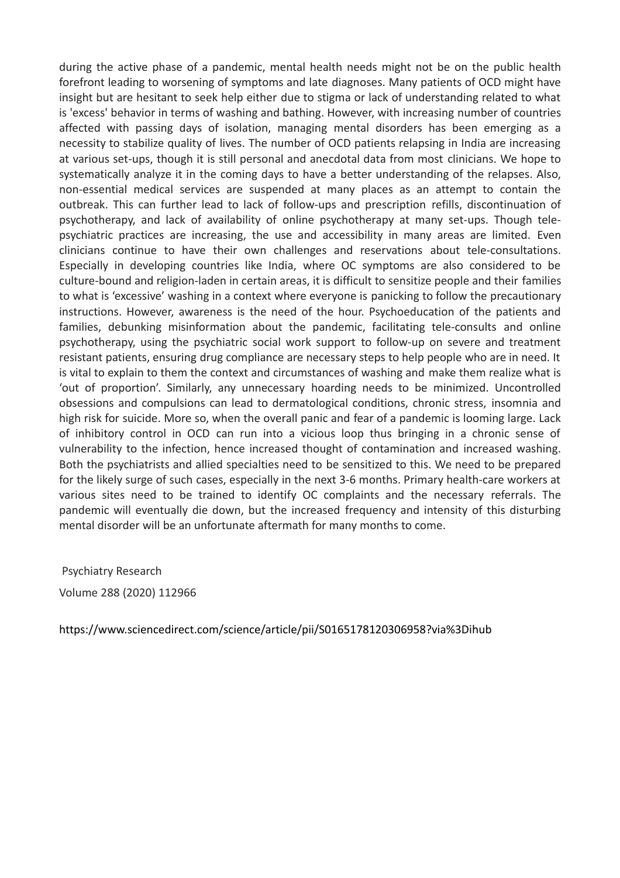during the active phase of a pandemic, mental health needs might not be on the public health forefront leading to worsening of symptoms and late diagnoses. Many patients of OCD might have insight but are hesitant to seek help either due to stigma or lack of understanding related to what is 'excess' behavior in terms of washing and bathing. However, with increasing number of countries affected with passing days of isolation, managing mental disorders has been emerging as a necessity to stabilize quality of lives. The number of OCD patients relapsing in India are increasing at various set-ups, though it is still personal and anecdotal data from most clinicians. We hope to systematically analyze it in the coming days to have a better understanding of the relapses. Also, non-essential medical services are suspended at many places as an attempt to contain the outbreak. This can further lead to lack of follow-ups and prescription refills, discontinuation of psychotherapy, and lack of availability of online psychotherapy at many set-ups. Though tele-psychiatric practices are increasing, the use and accessibility in many areas are limited. Even clinicians continue to have their own challenges and reservations about tele-consultations. Especially in developing countries like India, where OC symptoms are also considered to be culture-bound and religion-laden in certain areas, it is difficult to sensitize people and their families to what is 'excessive' washing in a context where everyone is panicking to follow the precautionary instructions. However, awareness is the need of the hour. Psychoeducation of the patients and families, debunking misinformation about the pandemic, facilitating tele-consults and online psychotherapy, using the psychiatric social work support to follow-up on severe and treatment resistant patients, ensuring drug compliance are necessary steps to help people who are in need. It is vital to explain to them the context and circumstances of washing and make them realize what is 'out of proportion'. Similarly, any unnecessary hoarding needs to be minimized. Uncontrolled obsessions and compulsions can lead to dermatological conditions, chronic stress, insomnia and high risk for suicide. More so, when the overall panic and fear of a pandemic is looming large. Lack of inhibitory control in OCD can run into a vicious loop thus bringing in a chronic sense of vulnerability to the infection, hence increased thought of contamination and increased washing. Both the psychiatrists and allied specialties need to be sensitized to this. We need to be prepared for the likely surge of such cases, especially in the next 3-6 months. Primary health-care workers at various sites need to be trained to identify OC complaints and the necessary referrals. The pandemic will eventually die down, but the increased frequency and intensity of this disturbing mental disorder will be an unfortunate aftermath for many months to come.

Psychiatry Research

Volume 288 (2020) 112966

https://www.sciencedirect.com/science/article/pii/S0165178120306958?via%3Dihub